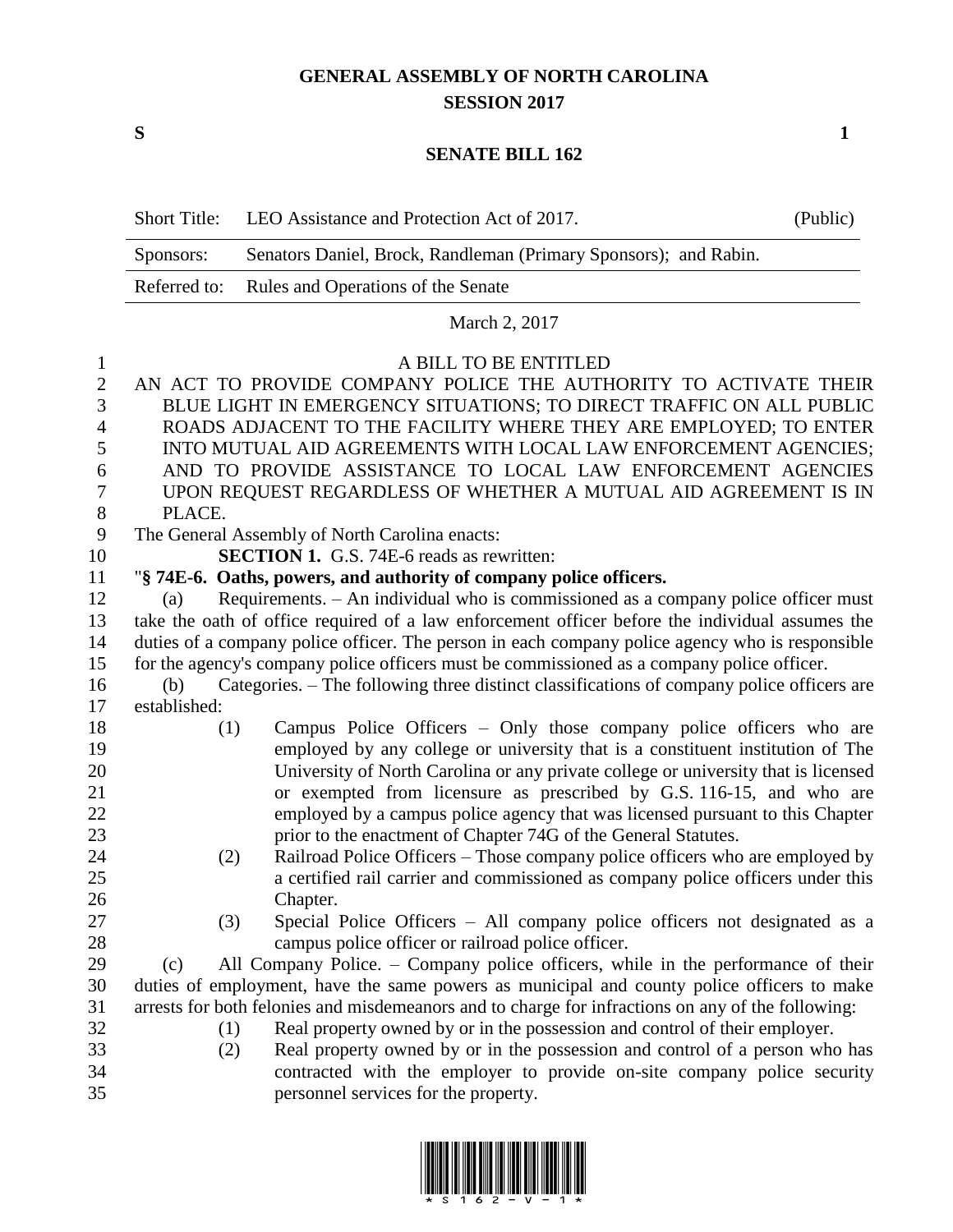# GENERAL ASSEMBLY OF NORTH CAROLINA
## SESSION 2017

**S** **1**

## SENATE BILL 162

| | | |
|---|---|---|
| Short Title: | LEO Assistance and Protection Act of 2017. | (Public) |
| Sponsors: | Senators Daniel, Brock, Randleman (Primary Sponsors); and Rabin. | |
| Referred to: | Rules and Operations of the Senate | |

March 2, 2017

A BILL TO BE ENTITLED

AN ACT TO PROVIDE COMPANY POLICE THE AUTHORITY TO ACTIVATE THEIR BLUE LIGHT IN EMERGENCY SITUATIONS; TO DIRECT TRAFFIC ON ALL PUBLIC ROADS ADJACENT TO THE FACILITY WHERE THEY ARE EMPLOYED; TO ENTER INTO MUTUAL AID AGREEMENTS WITH LOCAL LAW ENFORCEMENT AGENCIES; AND TO PROVIDE ASSISTANCE TO LOCAL LAW ENFORCEMENT AGENCIES UPON REQUEST REGARDLESS OF WHETHER A MUTUAL AID AGREEMENT IS IN PLACE.

The General Assembly of North Carolina enacts:

**SECTION 1.** G.S. 74E-6 reads as rewritten:

"**§ 74E-6. Oaths, powers, and authority of company police officers.**

(a) Requirements. – An individual who is commissioned as a company police officer must take the oath of office required of a law enforcement officer before the individual assumes the duties of a company police officer. The person in each company police agency who is responsible for the agency's company police officers must be commissioned as a company police officer.

(b) Categories. – The following three distinct classifications of company police officers are established:

(1) Campus Police Officers – Only those company police officers who are employed by any college or university that is a constituent institution of The University of North Carolina or any private college or university that is licensed or exempted from licensure as prescribed by G.S. 116-15, and who are employed by a campus police agency that was licensed pursuant to this Chapter prior to the enactment of Chapter 74G of the General Statutes.

(2) Railroad Police Officers – Those company police officers who are employed by a certified rail carrier and commissioned as company police officers under this Chapter.

(3) Special Police Officers – All company police officers not designated as a campus police officer or railroad police officer.

(c) All Company Police. – Company police officers, while in the performance of their duties of employment, have the same powers as municipal and county police officers to make arrests for both felonies and misdemeanors and to charge for infractions on any of the following:

(1) Real property owned by or in the possession and control of their employer.

(2) Real property owned by or in the possession and control of a person who has contracted with the employer to provide on-site company police security personnel services for the property.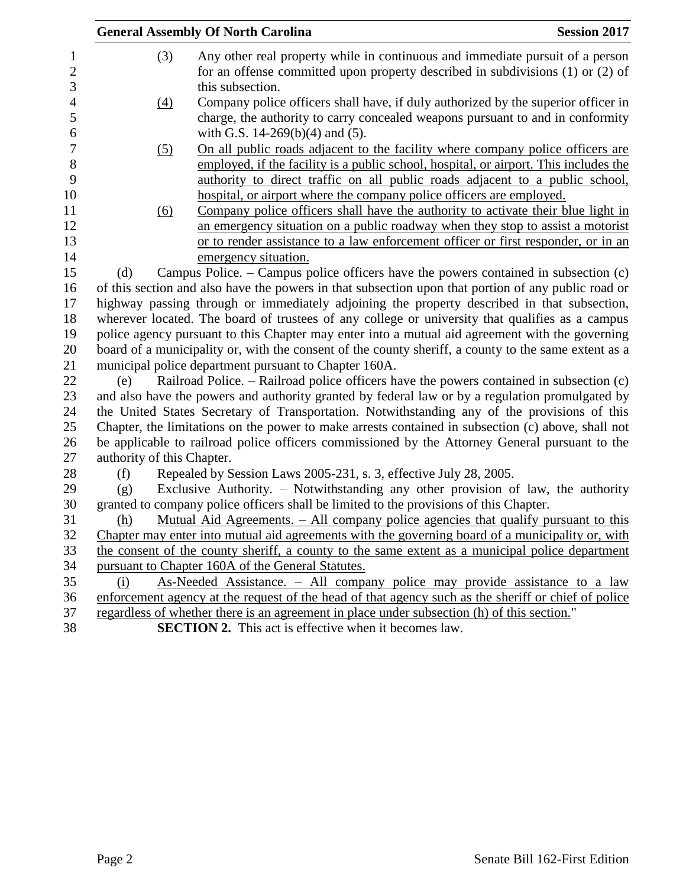(3) Any other real property while in continuous and immediate pursuit of a person for an offense committed upon property described in subdivisions (1) or (2) of this subsection.

(4) Company police officers shall have, if duly authorized by the superior officer in charge, the authority to carry concealed weapons pursuant to and in conformity with G.S. 14-269(b)(4) and (5).

(5) On all public roads adjacent to the facility where company police officers are employed, if the facility is a public school, hospital, or airport. This includes the authority to direct traffic on all public roads adjacent to a public school, hospital, or airport where the company police officers are employed.

(6) Company police officers shall have the authority to activate their blue light in an emergency situation on a public roadway when they stop to assist a motorist or to render assistance to a law enforcement officer or first responder, or in an emergency situation.

(d) Campus Police. – Campus police officers have the powers contained in subsection (c) of this section and also have the powers in that subsection upon that portion of any public road or highway passing through or immediately adjoining the property described in that subsection, wherever located. The board of trustees of any college or university that qualifies as a campus police agency pursuant to this Chapter may enter into a mutual aid agreement with the governing board of a municipality or, with the consent of the county sheriff, a county to the same extent as a municipal police department pursuant to Chapter 160A.

(e) Railroad Police. – Railroad police officers have the powers contained in subsection (c) and also have the powers and authority granted by federal law or by a regulation promulgated by the United States Secretary of Transportation. Notwithstanding any of the provisions of this Chapter, the limitations on the power to make arrests contained in subsection (c) above, shall not be applicable to railroad police officers commissioned by the Attorney General pursuant to the authority of this Chapter.

(f) Repealed by Session Laws 2005-231, s. 3, effective July 28, 2005.

(g) Exclusive Authority. – Notwithstanding any other provision of law, the authority granted to company police officers shall be limited to the provisions of this Chapter.

(h) Mutual Aid Agreements. – All company police agencies that qualify pursuant to this Chapter may enter into mutual aid agreements with the governing board of a municipality or, with the consent of the county sheriff, a county to the same extent as a municipal police department pursuant to Chapter 160A of the General Statutes.

(i) As-Needed Assistance. – All company police may provide assistance to a law enforcement agency at the request of the head of that agency such as the sheriff or chief of police regardless of whether there is an agreement in place under subsection (h) of this section."

**SECTION 2.** This act is effective when it becomes law.